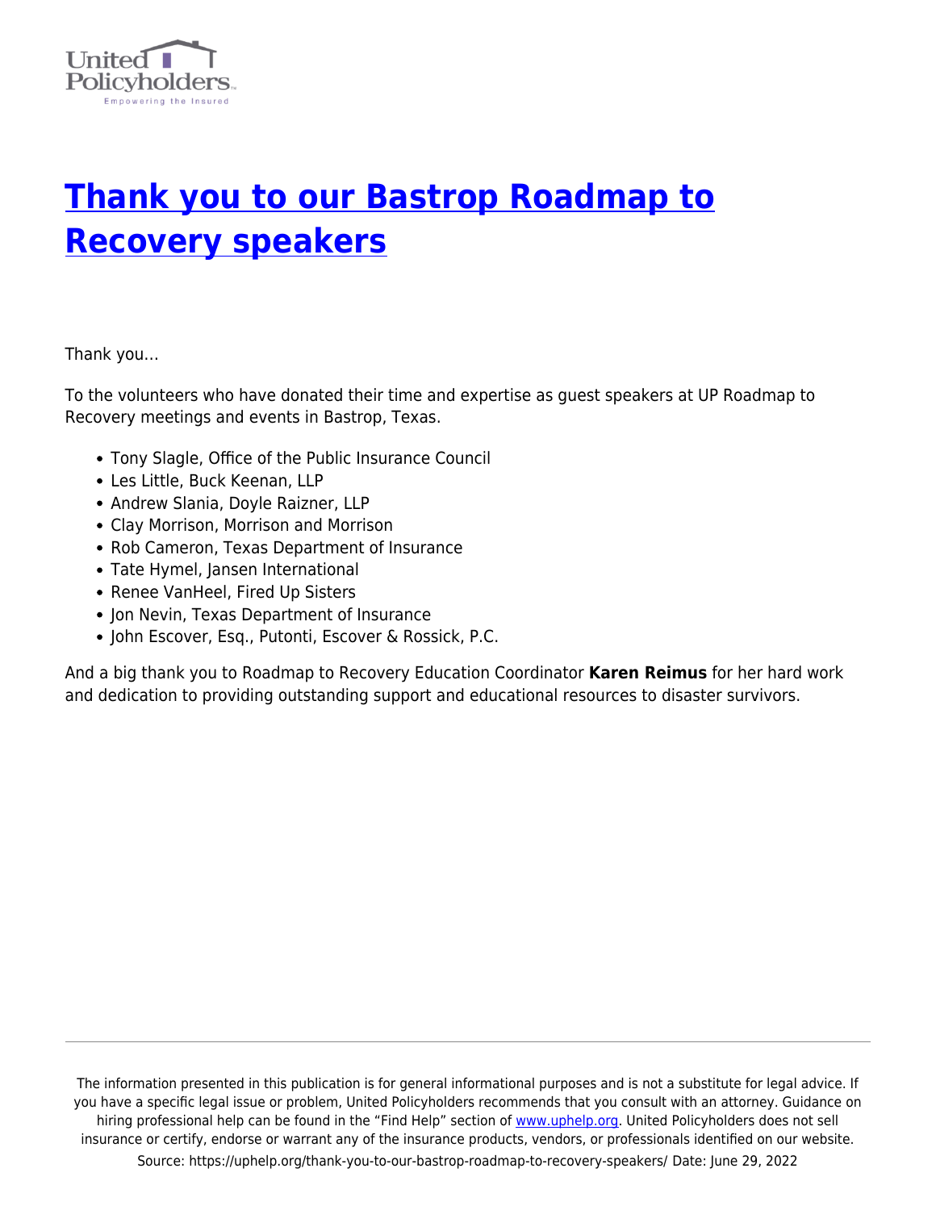# [Thank you to our Bastrop Roadmap to Recovery speakers](https://uphelp.org/thank-you-to-our-bastrop-roadmap-to-recovery-speakers/)

Thank you…

To the volunteers who have donated their time and expertise as guest speakers at UP Roadmap to Recovery meetings and events in Bastrop, Texas.

- Tony Slagle, Office of the Public Insurance Council
- Les Little, Buck Keenan, LLP
- Andrew Slania, Doyle Raizner, LLP
- Clay Morrison, Morrison and Morrison
- Rob Cameron, Texas Department of Insurance
- Tate Hymel, Jansen International
- Renee VanHeel, Fired Up Sisters
- Jon Nevin, Texas Department of Insurance
- John Escover, Esq., Putonti, Escover & Rossick, P.C.

And a big thank you to Roadmap to Recovery Education Coordinator **Karen Reimus** for her hard work and dedication to providing outstanding support and educational resources to disaster survivors.

The information presented in this publication is for general informational purposes and is not a substitute for legal advice. If you have a specific legal issue or problem, United Policyholders recommends that you consult with an attorney. Guidance on hiring professional help can be found in the "Find Help" section of [www.uphelp.org](http://www.uphelp.org). United Policyholders does not sell insurance or certify, endorse or warrant any of the insurance products, vendors, or professionals identified on our website.

Source: https://uphelp.org/thank-you-to-our-bastrop-roadmap-to-recovery-speakers/ Date: June 29, 2022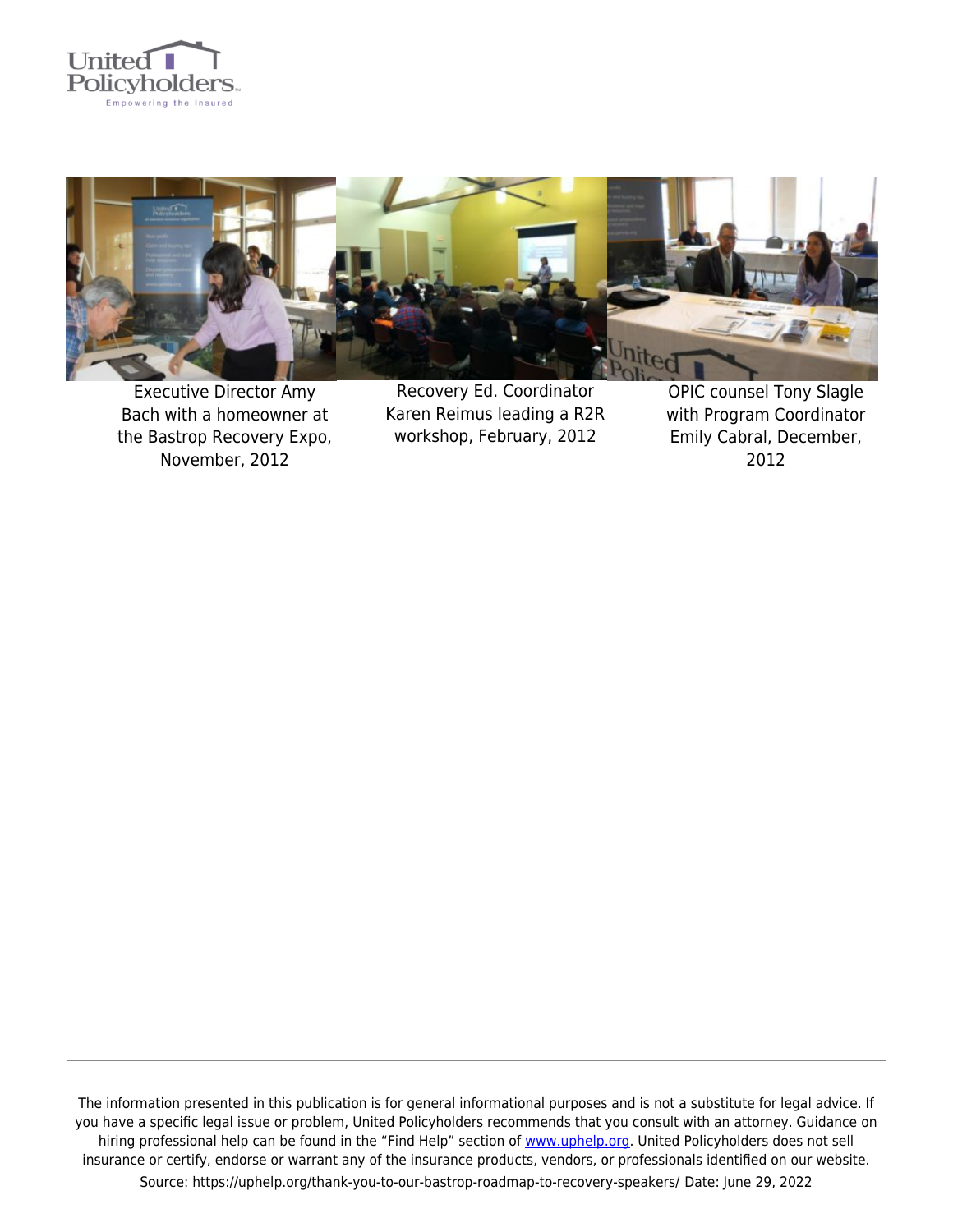Executive Director Amy Bach with a homeowner at the Bastrop Recovery Expo, November, 2012

Recovery Ed. Coordinator Karen Reimus leading a R2R workshop, February, 2012

OPIC counsel Tony Slagle with Program Coordinator Emily Cabral, December, 2012